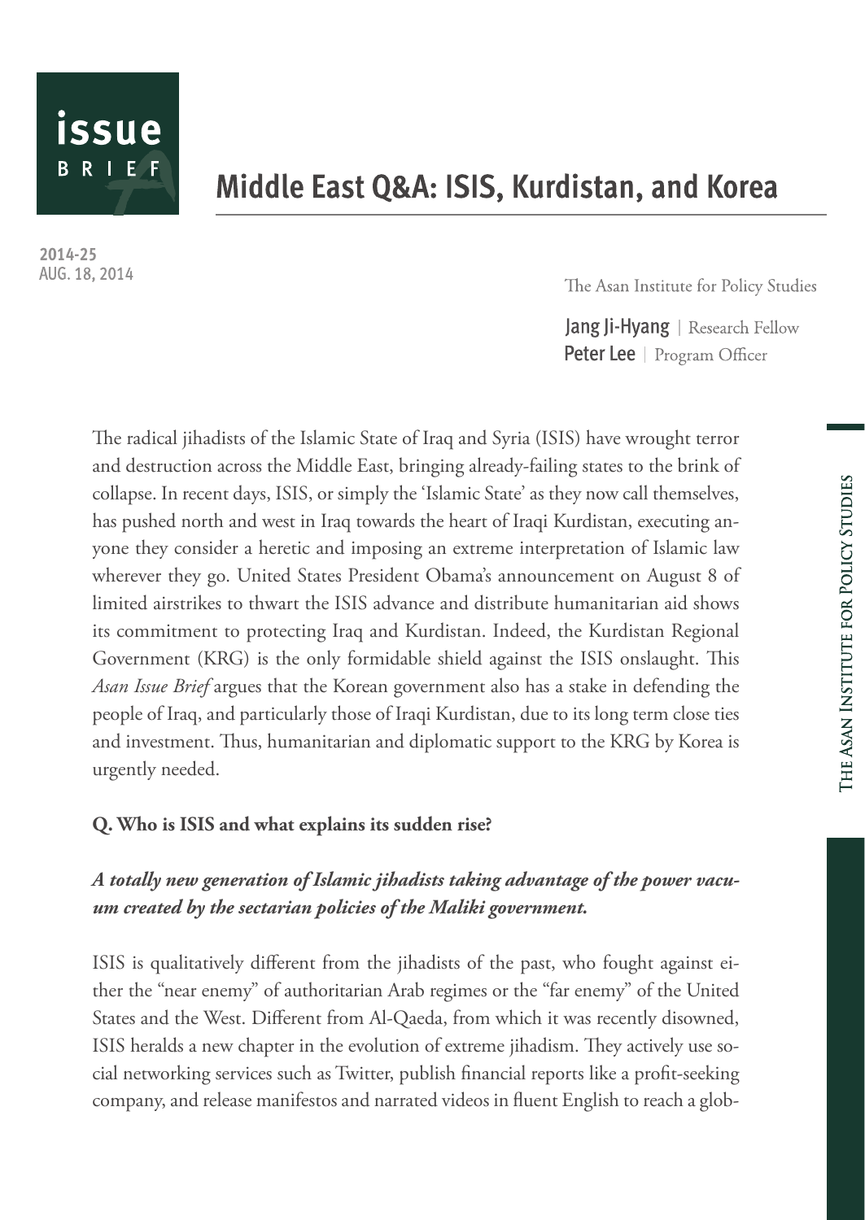issue BRIEF

# Middle East Q&A: ISIS, Kurdistan, and Korea

2014-25
AUG. 18, 2014

The Asan Institute for Policy Studies

Jang Ji-Hyang | Research Fellow
Peter Lee | Program Officer

The radical jihadists of the Islamic State of Iraq and Syria (ISIS) have wrought terror and destruction across the Middle East, bringing already-failing states to the brink of collapse. In recent days, ISIS, or simply the 'Islamic State' as they now call themselves, has pushed north and west in Iraq towards the heart of Iraqi Kurdistan, executing anyone they consider a heretic and imposing an extreme interpretation of Islamic law wherever they go. United States President Obama's announcement on August 8 of limited airstrikes to thwart the ISIS advance and distribute humanitarian aid shows its commitment to protecting Iraq and Kurdistan. Indeed, the Kurdistan Regional Government (KRG) is the only formidable shield against the ISIS onslaught. This *Asan Issue Brief* argues that the Korean government also has a stake in defending the people of Iraq, and particularly those of Iraqi Kurdistan, due to its long term close ties and investment. Thus, humanitarian and diplomatic support to the KRG by Korea is urgently needed.

**Q. Who is ISIS and what explains its sudden rise?**

***A totally new generation of Islamic jihadists taking advantage of the power vacuum created by the sectarian policies of the Maliki government.***

ISIS is qualitatively different from the jihadists of the past, who fought against either the "near enemy" of authoritarian Arab regimes or the "far enemy" of the United States and the West. Different from Al-Qaeda, from which it was recently disowned, ISIS heralds a new chapter in the evolution of extreme jihadism. They actively use social networking services such as Twitter, publish financial reports like a profit-seeking company, and release manifestos and narrated videos in fluent English to reach a glob-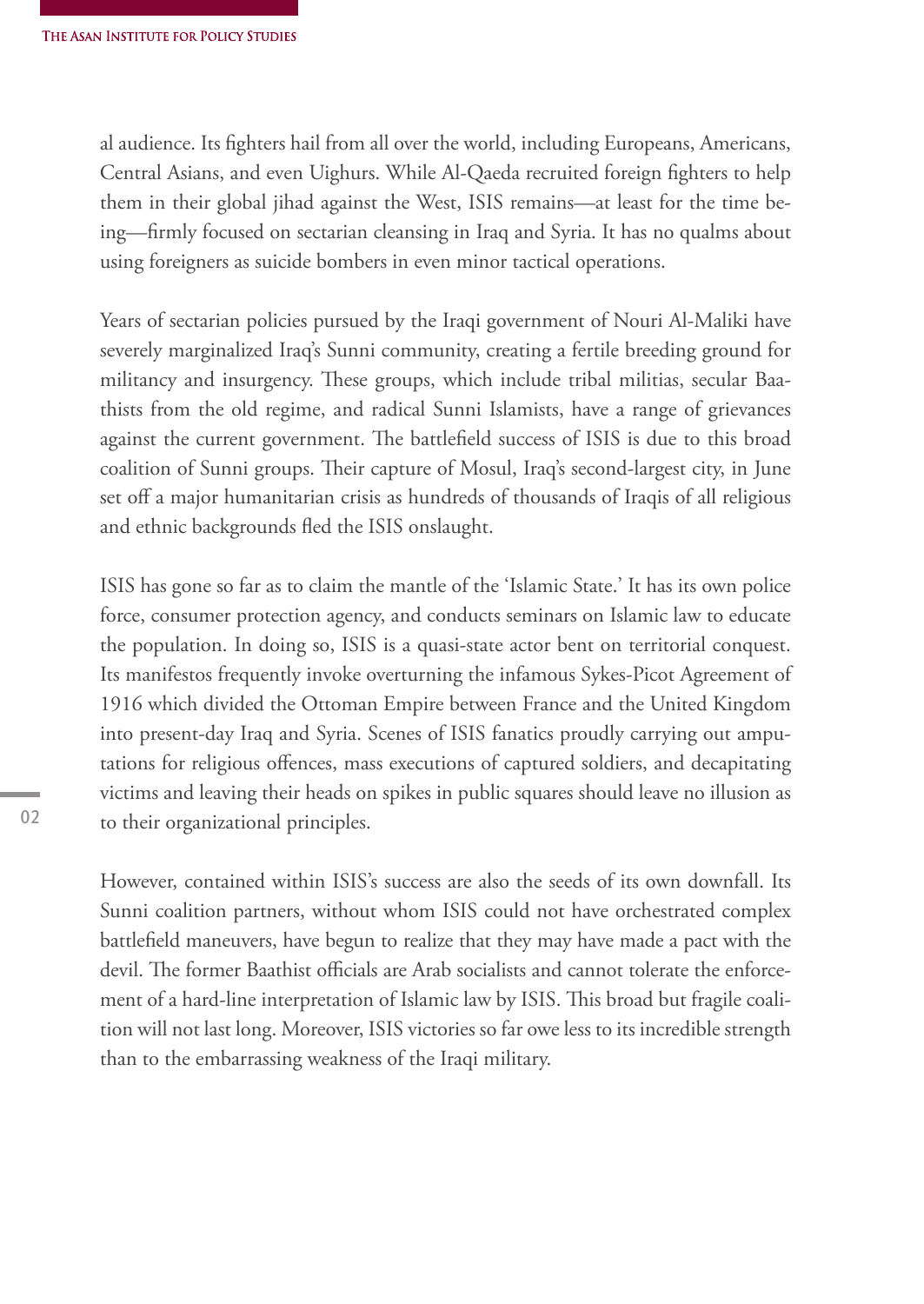al audience. Its fighters hail from all over the world, including Europeans, Americans, Central Asians, and even Uighurs. While Al-Qaeda recruited foreign fighters to help them in their global jihad against the West, ISIS remains—at least for the time being—firmly focused on sectarian cleansing in Iraq and Syria. It has no qualms about using foreigners as suicide bombers in even minor tactical operations.

Years of sectarian policies pursued by the Iraqi government of Nouri Al-Maliki have severely marginalized Iraq's Sunni community, creating a fertile breeding ground for militancy and insurgency. These groups, which include tribal militias, secular Baathists from the old regime, and radical Sunni Islamists, have a range of grievances against the current government. The battlefield success of ISIS is due to this broad coalition of Sunni groups. Their capture of Mosul, Iraq's second-largest city, in June set off a major humanitarian crisis as hundreds of thousands of Iraqis of all religious and ethnic backgrounds fled the ISIS onslaught.

ISIS has gone so far as to claim the mantle of the 'Islamic State.' It has its own police force, consumer protection agency, and conducts seminars on Islamic law to educate the population. In doing so, ISIS is a quasi-state actor bent on territorial conquest. Its manifestos frequently invoke overturning the infamous Sykes-Picot Agreement of 1916 which divided the Ottoman Empire between France and the United Kingdom into present-day Iraq and Syria. Scenes of ISIS fanatics proudly carrying out amputations for religious offences, mass executions of captured soldiers, and decapitating victims and leaving their heads on spikes in public squares should leave no illusion as to their organizational principles.

However, contained within ISIS's success are also the seeds of its own downfall. Its Sunni coalition partners, without whom ISIS could not have orchestrated complex battlefield maneuvers, have begun to realize that they may have made a pact with the devil. The former Baathist officials are Arab socialists and cannot tolerate the enforcement of a hard-line interpretation of Islamic law by ISIS. This broad but fragile coalition will not last long. Moreover, ISIS victories so far owe less to its incredible strength than to the embarrassing weakness of the Iraqi military.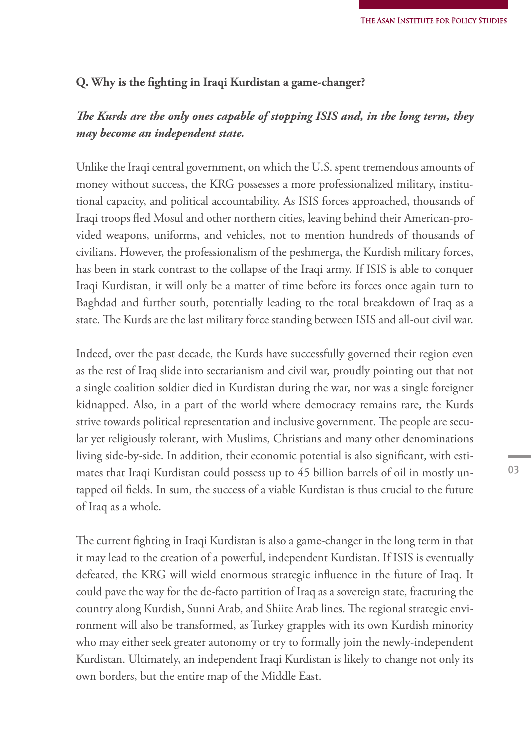**Q. Why is the fighting in Iraqi Kurdistan a game-changer?**

***The Kurds are the only ones capable of stopping ISIS and, in the long term, they may become an independent state.***

Unlike the Iraqi central government, on which the U.S. spent tremendous amounts of money without success, the KRG possesses a more professionalized military, institutional capacity, and political accountability. As ISIS forces approached, thousands of Iraqi troops fled Mosul and other northern cities, leaving behind their American-provided weapons, uniforms, and vehicles, not to mention hundreds of thousands of civilians. However, the professionalism of the peshmerga, the Kurdish military forces, has been in stark contrast to the collapse of the Iraqi army. If ISIS is able to conquer Iraqi Kurdistan, it will only be a matter of time before its forces once again turn to Baghdad and further south, potentially leading to the total breakdown of Iraq as a state. The Kurds are the last military force standing between ISIS and all-out civil war.

Indeed, over the past decade, the Kurds have successfully governed their region even as the rest of Iraq slide into sectarianism and civil war, proudly pointing out that not a single coalition soldier died in Kurdistan during the war, nor was a single foreigner kidnapped. Also, in a part of the world where democracy remains rare, the Kurds strive towards political representation and inclusive government. The people are secular yet religiously tolerant, with Muslims, Christians and many other denominations living side-by-side. In addition, their economic potential is also significant, with estimates that Iraqi Kurdistan could possess up to 45 billion barrels of oil in mostly untapped oil fields. In sum, the success of a viable Kurdistan is thus crucial to the future of Iraq as a whole.

The current fighting in Iraqi Kurdistan is also a game-changer in the long term in that it may lead to the creation of a powerful, independent Kurdistan. If ISIS is eventually defeated, the KRG will wield enormous strategic influence in the future of Iraq. It could pave the way for the de-facto partition of Iraq as a sovereign state, fracturing the country along Kurdish, Sunni Arab, and Shiite Arab lines. The regional strategic environment will also be transformed, as Turkey grapples with its own Kurdish minority who may either seek greater autonomy or try to formally join the newly-independent Kurdistan. Ultimately, an independent Iraqi Kurdistan is likely to change not only its own borders, but the entire map of the Middle East.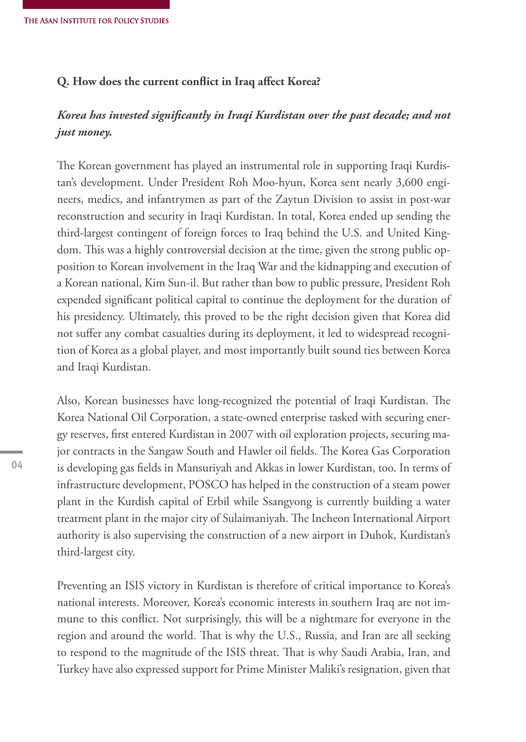**Q. How does the current conflict in Iraq affect Korea?**

***Korea has invested significantly in Iraqi Kurdistan over the past decade; and not just money.***

The Korean government has played an instrumental role in supporting Iraqi Kurdistan's development. Under President Roh Moo-hyun, Korea sent nearly 3,600 engineers, medics, and infantrymen as part of the Zaytun Division to assist in post-war reconstruction and security in Iraqi Kurdistan. In total, Korea ended up sending the third-largest contingent of foreign forces to Iraq behind the U.S. and United Kingdom. This was a highly controversial decision at the time, given the strong public opposition to Korean involvement in the Iraq War and the kidnapping and execution of a Korean national, Kim Sun-il. But rather than bow to public pressure, President Roh expended significant political capital to continue the deployment for the duration of his presidency. Ultimately, this proved to be the right decision given that Korea did not suffer any combat casualties during its deployment, it led to widespread recognition of Korea as a global player, and most importantly built sound ties between Korea and Iraqi Kurdistan.

Also, Korean businesses have long-recognized the potential of Iraqi Kurdistan. The Korea National Oil Corporation, a state-owned enterprise tasked with securing energy reserves, first entered Kurdistan in 2007 with oil exploration projects, securing major contracts in the Sangaw South and Hawler oil fields. The Korea Gas Corporation is developing gas fields in Mansuriyah and Akkas in lower Kurdistan, too. In terms of infrastructure development, POSCO has helped in the construction of a steam power plant in the Kurdish capital of Erbil while Ssangyong is currently building a water treatment plant in the major city of Sulaimaniyah. The Incheon International Airport authority is also supervising the construction of a new airport in Duhok, Kurdistan's third-largest city.

Preventing an ISIS victory in Kurdistan is therefore of critical importance to Korea's national interests. Moreover, Korea's economic interests in southern Iraq are not immune to this conflict. Not surprisingly, this will be a nightmare for everyone in the region and around the world. That is why the U.S., Russia, and Iran are all seeking to respond to the magnitude of the ISIS threat. That is why Saudi Arabia, Iran, and Turkey have also expressed support for Prime Minister Maliki's resignation, given that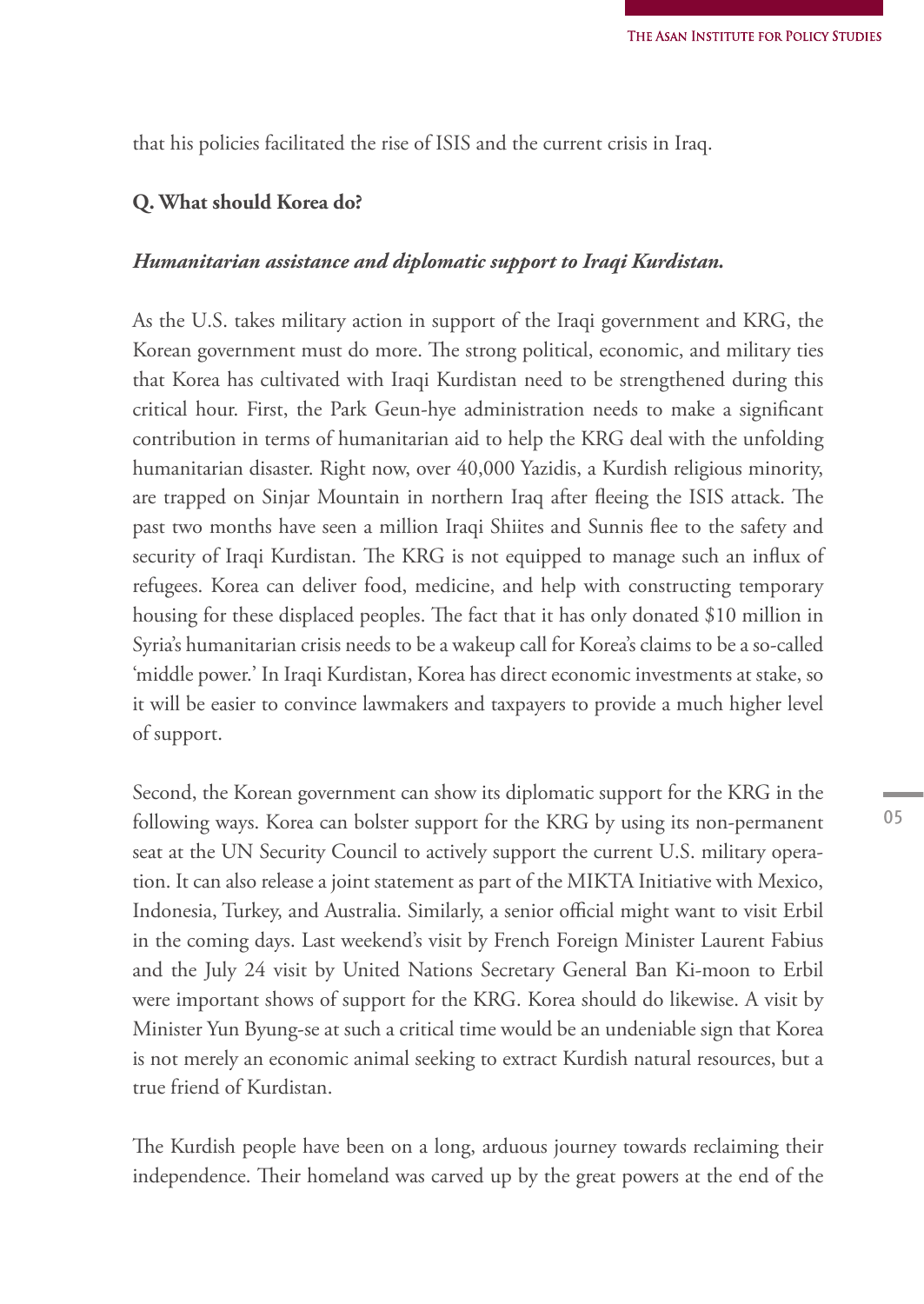that his policies facilitated the rise of ISIS and the current crisis in Iraq.

**Q. What should Korea do?**

***Humanitarian assistance and diplomatic support to Iraqi Kurdistan.***

As the U.S. takes military action in support of the Iraqi government and KRG, the Korean government must do more. The strong political, economic, and military ties that Korea has cultivated with Iraqi Kurdistan need to be strengthened during this critical hour. First, the Park Geun-hye administration needs to make a significant contribution in terms of humanitarian aid to help the KRG deal with the unfolding humanitarian disaster. Right now, over 40,000 Yazidis, a Kurdish religious minority, are trapped on Sinjar Mountain in northern Iraq after fleeing the ISIS attack. The past two months have seen a million Iraqi Shiites and Sunnis flee to the safety and security of Iraqi Kurdistan. The KRG is not equipped to manage such an influx of refugees. Korea can deliver food, medicine, and help with constructing temporary housing for these displaced peoples. The fact that it has only donated $10 million in Syria's humanitarian crisis needs to be a wakeup call for Korea's claims to be a so-called 'middle power.' In Iraqi Kurdistan, Korea has direct economic investments at stake, so it will be easier to convince lawmakers and taxpayers to provide a much higher level of support.

Second, the Korean government can show its diplomatic support for the KRG in the following ways. Korea can bolster support for the KRG by using its non-permanent seat at the UN Security Council to actively support the current U.S. military operation. It can also release a joint statement as part of the MIKTA Initiative with Mexico, Indonesia, Turkey, and Australia. Similarly, a senior official might want to visit Erbil in the coming days. Last weekend's visit by French Foreign Minister Laurent Fabius and the July 24 visit by United Nations Secretary General Ban Ki-moon to Erbil were important shows of support for the KRG. Korea should do likewise. A visit by Minister Yun Byung-se at such a critical time would be an undeniable sign that Korea is not merely an economic animal seeking to extract Kurdish natural resources, but a true friend of Kurdistan.

The Kurdish people have been on a long, arduous journey towards reclaiming their independence. Their homeland was carved up by the great powers at the end of the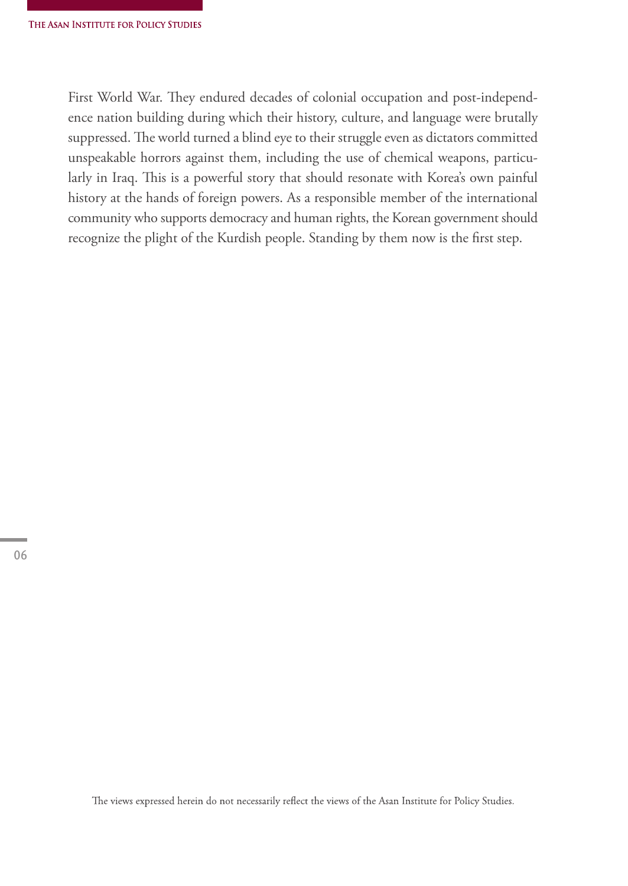First World War. They endured decades of colonial occupation and post-independence nation building during which their history, culture, and language were brutally suppressed. The world turned a blind eye to their struggle even as dictators committed unspeakable horrors against them, including the use of chemical weapons, particularly in Iraq. This is a powerful story that should resonate with Korea's own painful history at the hands of foreign powers. As a responsible member of the international community who supports democracy and human rights, the Korean government should recognize the plight of the Kurdish people. Standing by them now is the first step.

The views expressed herein do not necessarily reflect the views of the Asan Institute for Policy Studies.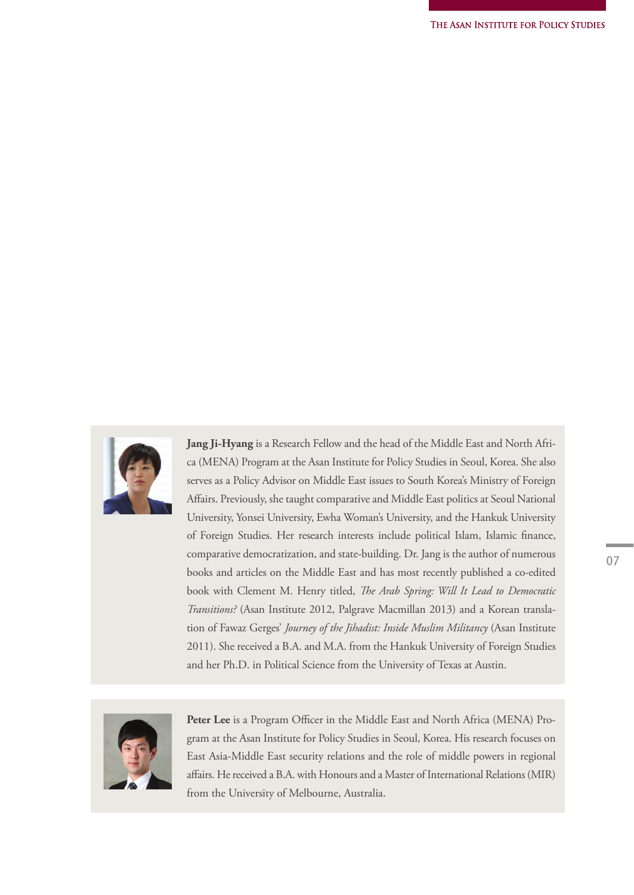**Jang Ji-Hyang** is a Research Fellow and the head of the Middle East and North Africa (MENA) Program at the Asan Institute for Policy Studies in Seoul, Korea. She also serves as a Policy Advisor on Middle East issues to South Korea's Ministry of Foreign Affairs. Previously, she taught comparative and Middle East politics at Seoul National University, Yonsei University, Ewha Woman's University, and the Hankuk University of Foreign Studies. Her research interests include political Islam, Islamic finance, comparative democratization, and state-building. Dr. Jang is the author of numerous books and articles on the Middle East and has most recently published a co-edited book with Clement M. Henry titled, *The Arab Spring: Will It Lead to Democratic Transitions?* (Asan Institute 2012, Palgrave Macmillan 2013) and a Korean translation of Fawaz Gerges' *Journey of the Jihadist: Inside Muslim Militancy* (Asan Institute 2011). She received a B.A. and M.A. from the Hankuk University of Foreign Studies and her Ph.D. in Political Science from the University of Texas at Austin.

**Peter Lee** is a Program Officer in the Middle East and North Africa (MENA) Program at the Asan Institute for Policy Studies in Seoul, Korea. His research focuses on East Asia-Middle East security relations and the role of middle powers in regional affairs. He received a B.A. with Honours and a Master of International Relations (MIR) from the University of Melbourne, Australia.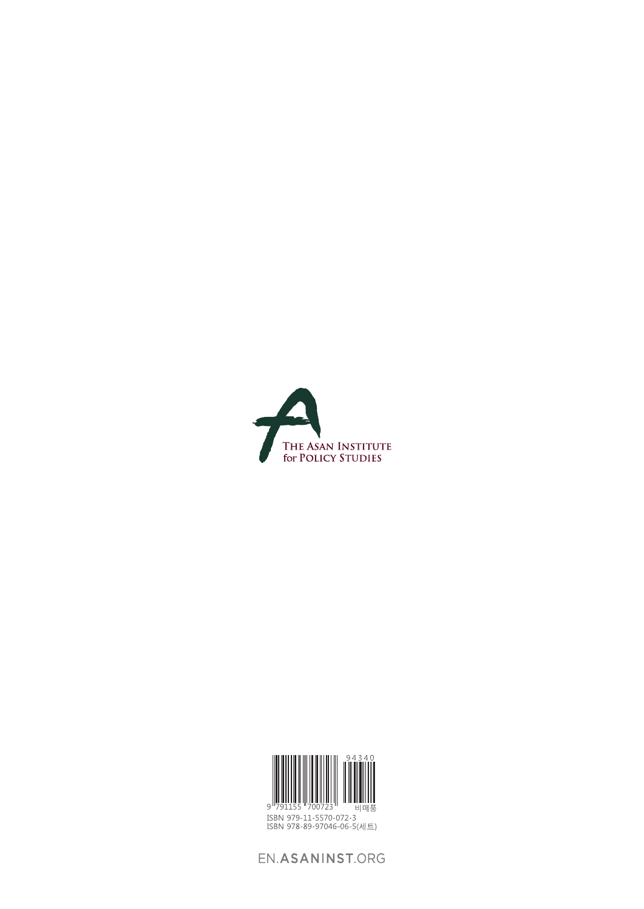THE ASAN INSTITUTE
for POLICY STUDIES

9 791155 700723

94340

비매품

ISBN 979-11-5570-072-3
ISBN 978-89-97046-06-5(세트)

EN.ASANINST.ORG